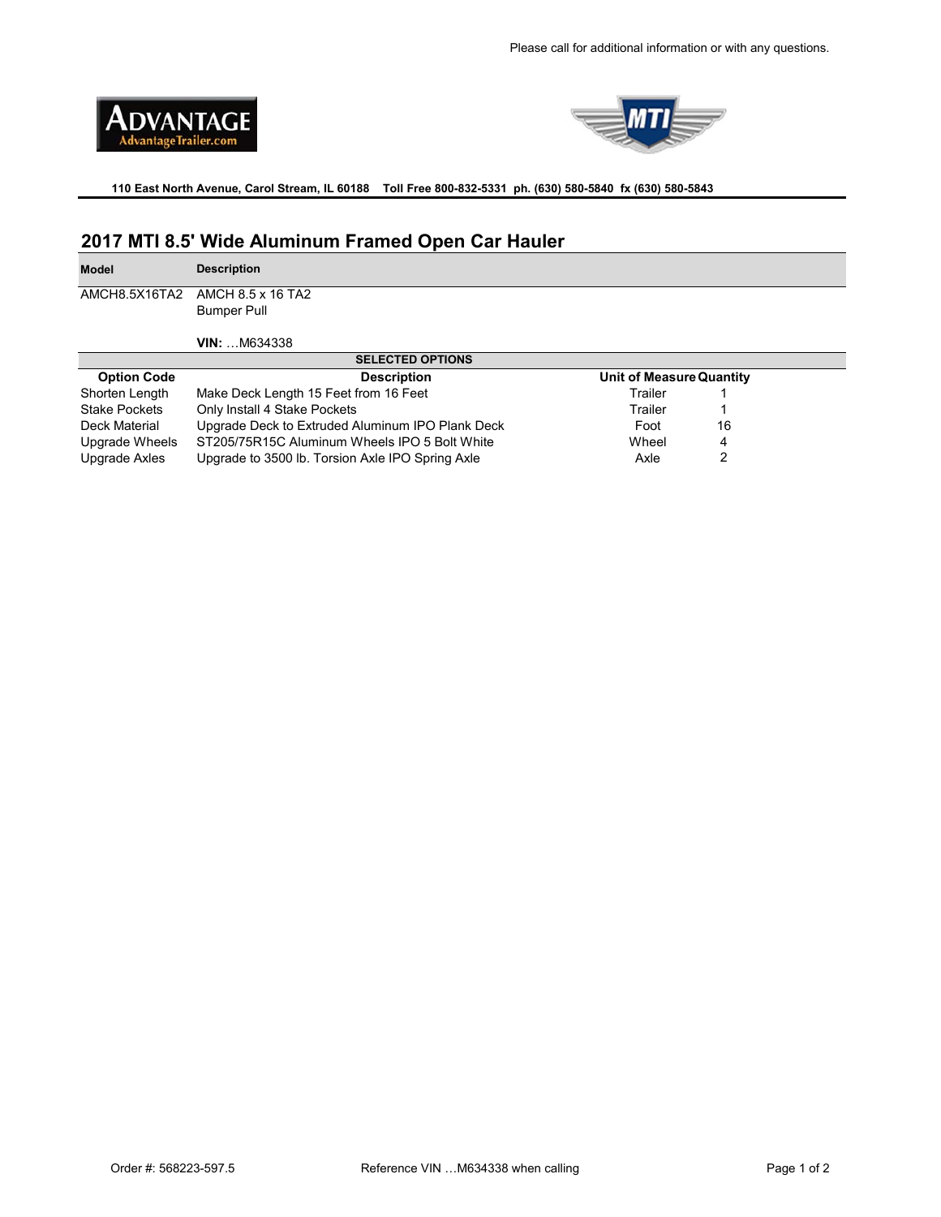Please call for additional information or with any questions.

ADVANTAGE
AdvantageTrailer.com

MTI

**110 East North Avenue, Carol Stream, IL 60188 Toll Free 800-832-5331 ph. (630) 580-5840 fx (630) 580-5843**

## 2017 MTI 8.5' Wide Aluminum Framed Open Car Hauler

| Model | Description |
|---|---|
| AMCH8.5X16TA2 | AMCH 8.5 x 16 TA2<br>Bumper Pull<br><br>**VIN:** …M634338 |

**SELECTED OPTIONS**

| Option Code | Description | Unit of Measure | Quantity |
|---|---|---|---|
| Shorten Length | Make Deck Length 15 Feet from 16 Feet | Trailer | 1 |
| Stake Pockets | Only Install 4 Stake Pockets | Trailer | 1 |
| Deck Material | Upgrade Deck to Extruded Aluminum IPO Plank Deck | Foot | 16 |
| Upgrade Wheels | ST205/75R15C Aluminum Wheels IPO 5 Bolt White | Wheel | 4 |
| Upgrade Axles | Upgrade to 3500 lb. Torsion Axle IPO Spring Axle | Axle | 2 |

Order #: 568223-597.5

Reference VIN …M634338 when calling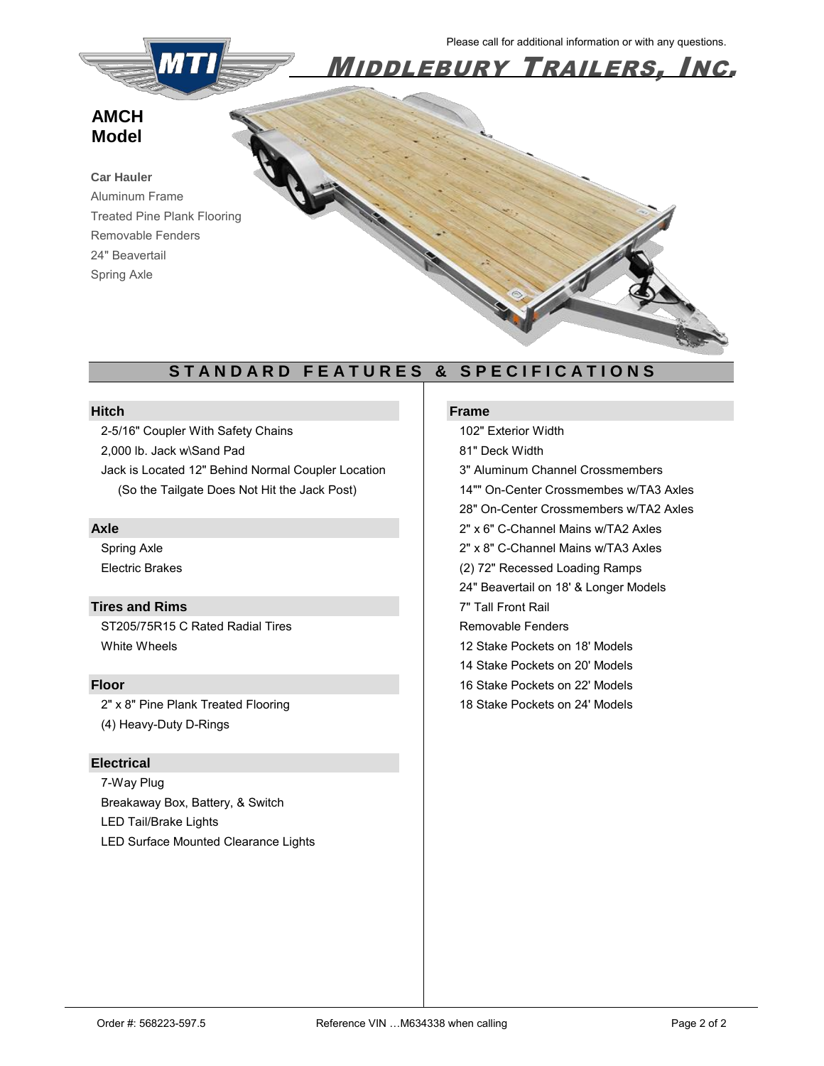Please call for additional information or with any questions.

# MIDDLEBURY TRAILERS, INC.

## AMCH Model

**Car Hauler**
Aluminum Frame
Treated Pine Plank Flooring
Removable Fenders
24" Beavertail
Spring Axle

## STANDARD FEATURES & SPECIFICATIONS

### Hitch

- 2-5/16" Coupler With Safety Chains
- 2,000 lb. Jack w\Sand Pad
- Jack is Located 12" Behind Normal Coupler Location
  (So the Tailgate Does Not Hit the Jack Post)

### Axle

- Spring Axle
- Electric Brakes

### Tires and Rims

- ST205/75R15 C Rated Radial Tires
- White Wheels

### Floor

- 2" x 8" Pine Plank Treated Flooring
- (4) Heavy-Duty D-Rings

### Electrical

- 7-Way Plug
- Breakaway Box, Battery, & Switch
- LED Tail/Brake Lights
- LED Surface Mounted Clearance Lights

### Frame

- 102" Exterior Width
- 81" Deck Width
- 3" Aluminum Channel Crossmembers
- 14"" On-Center Crossmembes w/TA3 Axles
- 28" On-Center Crossmembers w/TA2 Axles
- 2" x 6" C-Channel Mains w/TA2 Axles
- 2" x 8" C-Channel Mains w/TA3 Axles
- (2) 72" Recessed Loading Ramps
- 24" Beavertail on 18' & Longer Models
- 7" Tall Front Rail
- Removable Fenders
- 12 Stake Pockets on 18' Models
- 14 Stake Pockets on 20' Models
- 16 Stake Pockets on 22' Models
- 18 Stake Pockets on 24' Models

Order #: 568223-597.5 Reference VIN …M634338 when calling